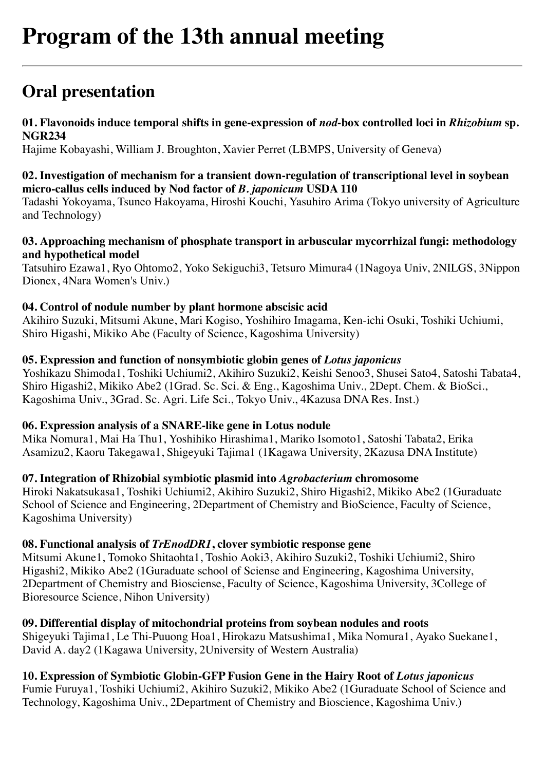# Program of the 13th annual meeting

## Oral presentation

**01. Flavonoids induce temporal shifts in gene-expression of *nod*-box controlled loci in *Rhizobium* sp. NGR234**
Hajime Kobayashi, William J. Broughton, Xavier Perret (LBMPS, University of Geneva)

**02. Investigation of mechanism for a transient down-regulation of transcriptional level in soybean micro-callus cells induced by Nod factor of *B. japonicum* USDA 110**
Tadashi Yokoyama, Tsuneo Hakoyama, Hiroshi Kouchi, Yasuhiro Arima (Tokyo university of Agriculture and Technology)

**03. Approaching mechanism of phosphate transport in arbuscular mycorrhizal fungi: methodology and hypothetical model**
Tatsuhiro Ezawa1, Ryo Ohtomo2, Yoko Sekiguchi3, Tetsuro Mimura4 (1Nagoya Univ, 2NILGS, 3Nippon Dionex, 4Nara Women's Univ.)

**04. Control of nodule number by plant hormone abscisic acid**
Akihiro Suzuki, Mitsumi Akune, Mari Kogiso, Yoshihiro Imagama, Ken-ichi Osuki, Toshiki Uchiumi, Shiro Higashi, Mikiko Abe (Faculty of Science, Kagoshima University)

**05. Expression and function of nonsymbiotic globin genes of *Lotus japonicus***
Yoshikazu Shimoda1, Toshiki Uchiumi2, Akihiro Suzuki2, Keishi Senoo3, Shusei Sato4, Satoshi Tabata4, Shiro Higashi2, Mikiko Abe2 (1Grad. Sc. Sci. & Eng., Kagoshima Univ., 2Dept. Chem. & BioSci., Kagoshima Univ., 3Grad. Sc. Agri. Life Sci., Tokyo Univ., 4Kazusa DNA Res. Inst.)

**06. Expression analysis of a SNARE-like gene in Lotus nodule**
Mika Nomura1, Mai Ha Thu1, Yoshihiko Hirashima1, Mariko Isomoto1, Satoshi Tabata2, Erika Asamizu2, Kaoru Takegawa1, Shigeyuki Tajima1 (1Kagawa University, 2Kazusa DNA Institute)

**07. Integration of Rhizobial symbiotic plasmid into *Agrobacterium* chromosome**
Hiroki Nakatsukasa1, Toshiki Uchiumi2, Akihiro Suzuki2, Shiro Higashi2, Mikiko Abe2 (1Guraduate School of Science and Engineering, 2Department of Chemistry and BioScience, Faculty of Science, Kagoshima University)

**08. Functional analysis of *TrEnodDR1*, clover symbiotic response gene**
Mitsumi Akune1, Tomoko Shitaohta1, Toshio Aoki3, Akihiro Suzuki2, Toshiki Uchiumi2, Shiro Higashi2, Mikiko Abe2 (1Guraduate school of Sciense and Engineering, Kagoshima University, 2Department of Chemistry and Biosciense, Faculty of Science, Kagoshima University, 3College of Bioresource Science, Nihon University)

**09. Differential display of mitochondrial proteins from soybean nodules and roots**
Shigeyuki Tajima1, Le Thi-Puuong Hoa1, Hirokazu Matsushima1, Mika Nomura1, Ayako Suekane1, David A. day2 (1Kagawa University, 2University of Western Australia)

**10. Expression of Symbiotic Globin-GFP Fusion Gene in the Hairy Root of *Lotus japonicus***
Fumie Furuya1, Toshiki Uchiumi2, Akihiro Suzuki2, Mikiko Abe2 (1Guraduate School of Science and Technology, Kagoshima Univ., 2Department of Chemistry and Bioscience, Kagoshima Univ.)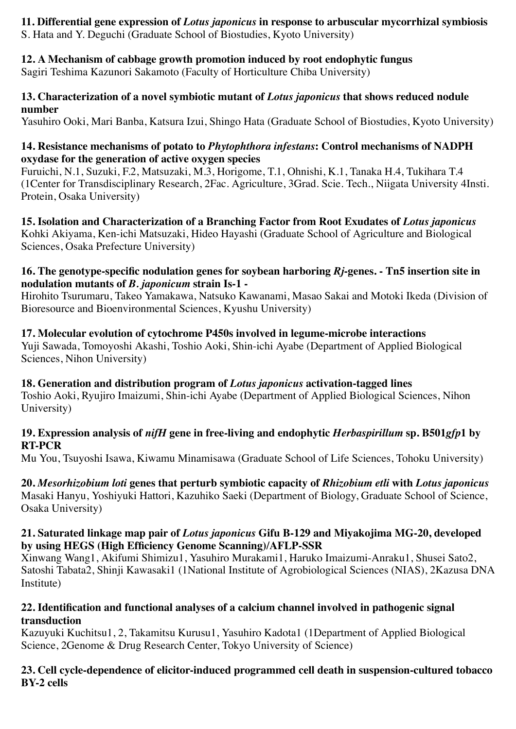**11. Differential gene expression of *Lotus japonicus* in response to arbuscular mycorrhizal symbiosis**
S. Hata and Y. Deguchi (Graduate School of Biostudies, Kyoto University)

**12. A Mechanism of cabbage growth promotion induced by root endophytic fungus**
Sagiri Teshima Kazunori Sakamoto (Faculty of Horticulture Chiba University)

**13. Characterization of a novel symbiotic mutant of *Lotus japonicus* that shows reduced nodule number**
Yasuhiro Ooki, Mari Banba, Katsura Izui, Shingo Hata (Graduate School of Biostudies, Kyoto University)

**14. Resistance mechanisms of potato to *Phytophthora infestans*: Control mechanisms of NADPH oxydase for the generation of active oxygen species**
Furuichi, N.1, Suzuki, F.2, Matsuzaki, M.3, Horigome, T.1, Ohnishi, K.1, Tanaka H.4, Tukihara T.4 (1Center for Transdisciplinary Research, 2Fac. Agriculture, 3Grad. Scie. Tech., Niigata University 4Insti. Protein, Osaka University)

**15. Isolation and Characterization of a Branching Factor from Root Exudates of *Lotus japonicus***
Kohki Akiyama, Ken-ichi Matsuzaki, Hideo Hayashi (Graduate School of Agriculture and Biological Sciences, Osaka Prefecture University)

**16. The genotype-specific nodulation genes for soybean harboring *Rj*-genes. - Tn5 insertion site in nodulation mutants of *B. japonicum* strain Is-1 -**
Hirohito Tsurumaru, Takeo Yamakawa, Natsuko Kawanami, Masao Sakai and Motoki Ikeda (Division of Bioresource and Bioenvironmental Sciences, Kyushu University)

**17. Molecular evolution of cytochrome P450s involved in legume-microbe interactions**
Yuji Sawada, Tomoyoshi Akashi, Toshio Aoki, Shin-ichi Ayabe (Department of Applied Biological Sciences, Nihon University)

**18. Generation and distribution program of *Lotus japonicus* activation-tagged lines**
Toshio Aoki, Ryujiro Imaizumi, Shin-ichi Ayabe (Department of Applied Biological Sciences, Nihon University)

**19. Expression analysis of *nifH* gene in free-living and endophytic *Herbaspirillum* sp. B501*gfp*1 by RT-PCR**
Mu You, Tsuyoshi Isawa, Kiwamu Minamisawa (Graduate School of Life Sciences, Tohoku University)

**20. *Mesorhizobium loti* genes that perturb symbiotic capacity of *Rhizobium etli* with *Lotus japonicus***
Masaki Hanyu, Yoshiyuki Hattori, Kazuhiko Saeki (Department of Biology, Graduate School of Science, Osaka University)

**21. Saturated linkage map pair of *Lotus japonicus* Gifu B-129 and Miyakojima MG-20, developed by using HEGS (High Efficiency Genome Scanning)/AFLP-SSR**
Xinwang Wang1, Akifumi Shimizu1, Yasuhiro Murakami1, Haruko Imaizumi-Anraku1, Shusei Sato2, Satoshi Tabata2, Shinji Kawasaki1 (1National Institute of Agrobiological Sciences (NIAS), 2Kazusa DNA Institute)

**22. Identification and functional analyses of a calcium channel involved in pathogenic signal transduction**
Kazuyuki Kuchitsu1, 2, Takamitsu Kurusu1, Yasuhiro Kadota1 (1Department of Applied Biological Science, 2Genome & Drug Research Center, Tokyo University of Science)

**23. Cell cycle-dependence of elicitor-induced programmed cell death in suspension-cultured tobacco BY-2 cells**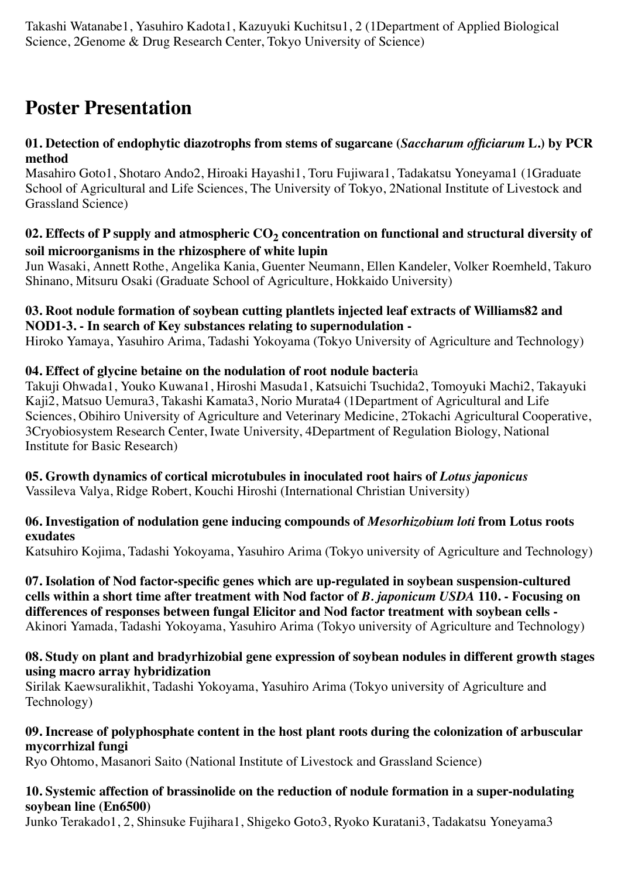Takashi Watanabe1, Yasuhiro Kadota1, Kazuyuki Kuchitsu1, 2 (1Department of Applied Biological Science, 2Genome & Drug Research Center, Tokyo University of Science)

# Poster Presentation

**01. Detection of endophytic diazotrophs from stems of sugarcane (*Saccharum officiarum* L.) by PCR method**
Masahiro Goto1, Shotaro Ando2, Hiroaki Hayashi1, Toru Fujiwara1, Tadakatsu Yoneyama1 (1Graduate School of Agricultural and Life Sciences, The University of Tokyo, 2National Institute of Livestock and Grassland Science)

**02. Effects of P supply and atmospheric $CO_2$ concentration on functional and structural diversity of soil microorganisms in the rhizosphere of white lupin**
Jun Wasaki, Annett Rothe, Angelika Kania, Guenter Neumann, Ellen Kandeler, Volker Roemheld, Takuro Shinano, Mitsuru Osaki (Graduate School of Agriculture, Hokkaido University)

**03. Root nodule formation of soybean cutting plantlets injected leaf extracts of Williams82 and NOD1-3. - In search of Key substances relating to supernodulation -**
Hiroko Yamaya, Yasuhiro Arima, Tadashi Yokoyama (Tokyo University of Agriculture and Technology)

**04. Effect of glycine betaine on the nodulation of root nodule bacteri**a
Takuji Ohwada1, Youko Kuwana1, Hiroshi Masuda1, Katsuichi Tsuchida2, Tomoyuki Machi2, Takayuki Kaji2, Matsuo Uemura3, Takashi Kamata3, Norio Murata4 (1Department of Agricultural and Life Sciences, Obihiro University of Agriculture and Veterinary Medicine, 2Tokachi Agricultural Cooperative, 3Cryobiosystem Research Center, Iwate University, 4Department of Regulation Biology, National Institute for Basic Research)

**05. Growth dynamics of cortical microtubules in inoculated root hairs of *Lotus japonicus***
Vassileva Valya, Ridge Robert, Kouchi Hiroshi (International Christian University)

**06. Investigation of nodulation gene inducing compounds of *Mesorhizobium loti* from Lotus roots exudates**
Katsuhiro Kojima, Tadashi Yokoyama, Yasuhiro Arima (Tokyo university of Agriculture and Technology)

**07. Isolation of Nod factor-specific genes which are up-regulated in soybean suspension-cultured cells within a short time after treatment with Nod factor of *B. japonicum USDA* 110. - Focusing on differences of responses between fungal Elicitor and Nod factor treatment with soybean cells -**
Akinori Yamada, Tadashi Yokoyama, Yasuhiro Arima (Tokyo university of Agriculture and Technology)

**08. Study on plant and bradyrhizobial gene expression of soybean nodules in different growth stages using macro array hybridization**
Sirilak Kaewsuralikhit, Tadashi Yokoyama, Yasuhiro Arima (Tokyo university of Agriculture and Technology)

**09. Increase of polyphosphate content in the host plant roots during the colonization of arbuscular mycorrhizal fungi**
Ryo Ohtomo, Masanori Saito (National Institute of Livestock and Grassland Science)

**10. Systemic affection of brassinolide on the reduction of nodule formation in a super-nodulating soybean line (En6500)**
Junko Terakado1, 2, Shinsuke Fujihara1, Shigeko Goto3, Ryoko Kuratani3, Tadakatsu Yoneyama3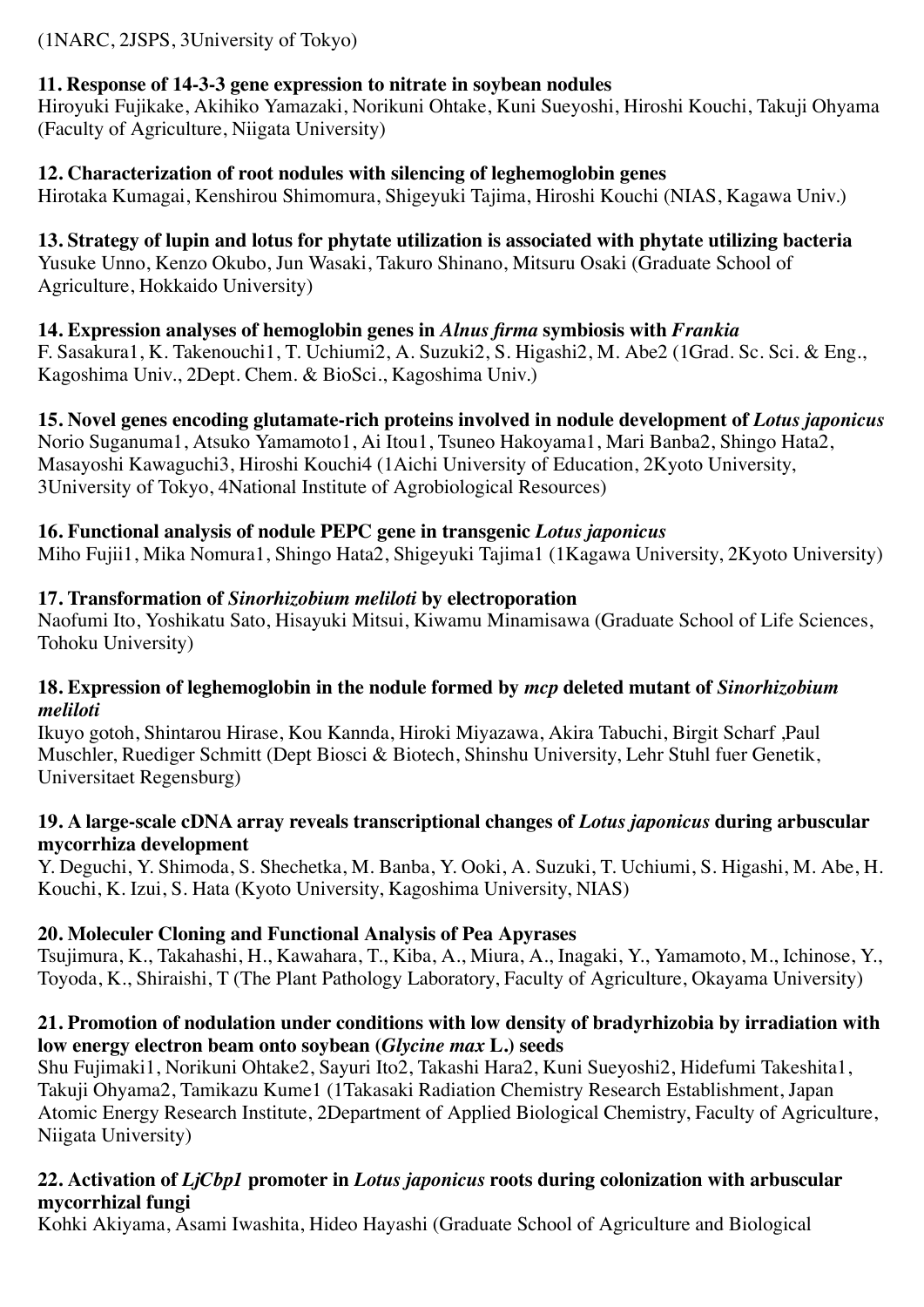(1NARC, 2JSPS, 3University of Tokyo)

**11. Response of 14-3-3 gene expression to nitrate in soybean nodules**
Hiroyuki Fujikake, Akihiko Yamazaki, Norikuni Ohtake, Kuni Sueyoshi, Hiroshi Kouchi, Takuji Ohyama (Faculty of Agriculture, Niigata University)

**12. Characterization of root nodules with silencing of leghemoglobin genes**
Hirotaka Kumagai, Kenshirou Shimomura, Shigeyuki Tajima, Hiroshi Kouchi (NIAS, Kagawa Univ.)

**13. Strategy of lupin and lotus for phytate utilization is associated with phytate utilizing bacteria**
Yusuke Unno, Kenzo Okubo, Jun Wasaki, Takuro Shinano, Mitsuru Osaki (Graduate School of Agriculture, Hokkaido University)

**14. Expression analyses of hemoglobin genes in *Alnus firma* symbiosis with *Frankia***
F. Sasakura1, K. Takenouchi1, T. Uchiumi2, A. Suzuki2, S. Higashi2, M. Abe2 (1Grad. Sc. Sci. & Eng., Kagoshima Univ., 2Dept. Chem. & BioSci., Kagoshima Univ.)

**15. Novel genes encoding glutamate-rich proteins involved in nodule development of *Lotus japonicus***
Norio Suganuma1, Atsuko Yamamoto1, Ai Itou1, Tsuneo Hakoyama1, Mari Banba2, Shingo Hata2, Masayoshi Kawaguchi3, Hiroshi Kouchi4 (1Aichi University of Education, 2Kyoto University, 3University of Tokyo, 4National Institute of Agrobiological Resources)

**16. Functional analysis of nodule PEPC gene in transgenic *Lotus japonicus***
Miho Fujii1, Mika Nomura1, Shingo Hata2, Shigeyuki Tajima1 (1Kagawa University, 2Kyoto University)

**17. Transformation of *Sinorhizobium meliloti* by electroporation**
Naofumi Ito, Yoshikatu Sato, Hisayuki Mitsui, Kiwamu Minamisawa (Graduate School of Life Sciences, Tohoku University)

**18. Expression of leghemoglobin in the nodule formed by *mcp* deleted mutant of *Sinorhizobium meliloti***
Ikuyo gotoh, Shintarou Hirase, Kou Kannda, Hiroki Miyazawa, Akira Tabuchi, Birgit Scharf ,Paul Muschler, Ruediger Schmitt (Dept Biosci & Biotech, Shinshu University, Lehr Stuhl fuer Genetik, Universitaet Regensburg)

**19. A large-scale cDNA array reveals transcriptional changes of *Lotus japonicus* during arbuscular mycorrhiza development**
Y. Deguchi, Y. Shimoda, S. Shechetka, M. Banba, Y. Ooki, A. Suzuki, T. Uchiumi, S. Higashi, M. Abe, H. Kouchi, K. Izui, S. Hata (Kyoto University, Kagoshima University, NIAS)

**20. Moleculer Cloning and Functional Analysis of Pea Apyrases**
Tsujimura, K., Takahashi, H., Kawahara, T., Kiba, A., Miura, A., Inagaki, Y., Yamamoto, M., Ichinose, Y., Toyoda, K., Shiraishi, T (The Plant Pathology Laboratory, Faculty of Agriculture, Okayama University)

**21. Promotion of nodulation under conditions with low density of bradyrhizobia by irradiation with low energy electron beam onto soybean (*Glycine max* L.) seeds**
Shu Fujimaki1, Norikuni Ohtake2, Sayuri Ito2, Takashi Hara2, Kuni Sueyoshi2, Hidefumi Takeshita1, Takuji Ohyama2, Tamikazu Kume1 (1Takasaki Radiation Chemistry Research Establishment, Japan Atomic Energy Research Institute, 2Department of Applied Biological Chemistry, Faculty of Agriculture, Niigata University)

**22. Activation of *LjCbp1* promoter in *Lotus japonicus* roots during colonization with arbuscular mycorrhizal fungi**
Kohki Akiyama, Asami Iwashita, Hideo Hayashi (Graduate School of Agriculture and Biological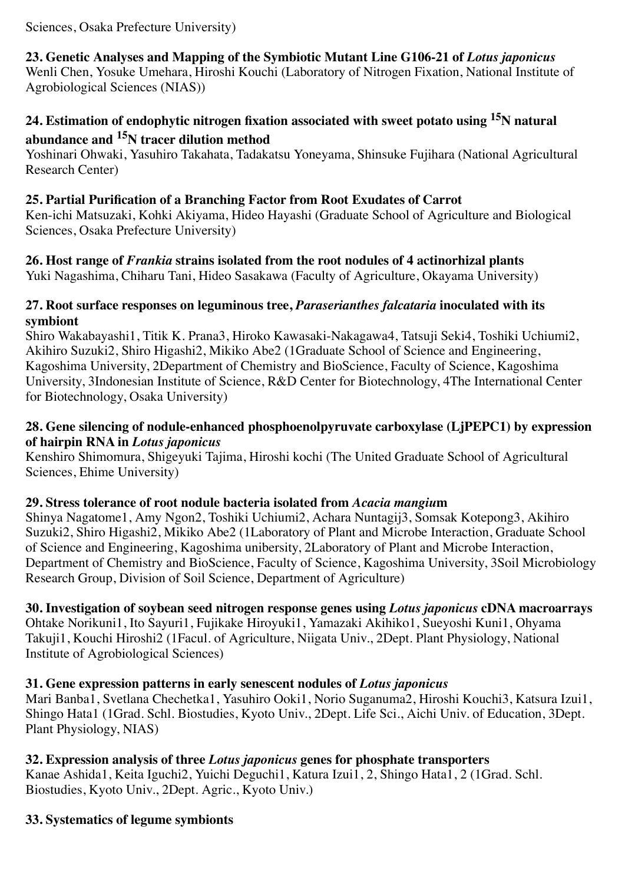Sciences, Osaka Prefecture University)

**23. Genetic Analyses and Mapping of the Symbiotic Mutant Line G106-21 of *Lotus japonicus***
Wenli Chen, Yosuke Umehara, Hiroshi Kouchi (Laboratory of Nitrogen Fixation, National Institute of Agrobiological Sciences (NIAS))

**24. Estimation of endophytic nitrogen fixation associated with sweet potato using $^{15}N$ natural abundance and $^{15}N$ tracer dilution method**
Yoshinari Ohwaki, Yasuhiro Takahata, Tadakatsu Yoneyama, Shinsuke Fujihara (National Agricultural Research Center)

**25. Partial Purification of a Branching Factor from Root Exudates of Carrot**
Ken-ichi Matsuzaki, Kohki Akiyama, Hideo Hayashi (Graduate School of Agriculture and Biological Sciences, Osaka Prefecture University)

**26. Host range of *Frankia* strains isolated from the root nodules of 4 actinorhizal plants**
Yuki Nagashima, Chiharu Tani, Hideo Sasakawa (Faculty of Agriculture, Okayama University)

**27. Root surface responses on leguminous tree, *Paraserianthes falcataria* inoculated with its symbiont**
Shiro Wakabayashi1, Titik K. Prana3, Hiroko Kawasaki-Nakagawa4, Tatsuji Seki4, Toshiki Uchiumi2, Akihiro Suzuki2, Shiro Higashi2, Mikiko Abe2 (1Graduate School of Science and Engineering, Kagoshima University, 2Department of Chemistry and BioScience, Faculty of Science, Kagoshima University, 3Indonesian Institute of Science, R&D Center for Biotechnology, 4The International Center for Biotechnology, Osaka University)

**28. Gene silencing of nodule-enhanced phosphoenolpyruvate carboxylase (LjPEPC1) by expression of hairpin RNA in *Lotus japonicus***
Kenshiro Shimomura, Shigeyuki Tajima, Hiroshi kochi (The United Graduate School of Agricultural Sciences, Ehime University)

**29. Stress tolerance of root nodule bacteria isolated from *Acacia mangiu*m**
Shinya Nagatome1, Amy Ngon2, Toshiki Uchiumi2, Achara Nuntagij3, Somsak Kotepong3, Akihiro Suzuki2, Shiro Higashi2, Mikiko Abe2 (1Laboratory of Plant and Microbe Interaction, Graduate School of Science and Engineering, Kagoshima unibersity, 2Laboratory of Plant and Microbe Interaction, Department of Chemistry and BioScience, Faculty of Science, Kagoshima University, 3Soil Microbiology Research Group, Division of Soil Science, Department of Agriculture)

**30. Investigation of soybean seed nitrogen response genes using *Lotus japonicus* cDNA macroarrays**
Ohtake Norikuni1, Ito Sayuri1, Fujikake Hiroyuki1, Yamazaki Akihiko1, Sueyoshi Kuni1, Ohyama Takuji1, Kouchi Hiroshi2 (1Facul. of Agriculture, Niigata Univ., 2Dept. Plant Physiology, National Institute of Agrobiological Sciences)

**31. Gene expression patterns in early senescent nodules of *Lotus japonicus***
Mari Banba1, Svetlana Chechetka1, Yasuhiro Ooki1, Norio Suganuma2, Hiroshi Kouchi3, Katsura Izui1, Shingo Hata1 (1Grad. Schl. Biostudies, Kyoto Univ., 2Dept. Life Sci., Aichi Univ. of Education, 3Dept. Plant Physiology, NIAS)

**32. Expression analysis of three *Lotus japonicus* genes for phosphate transporters**
Kanae Ashida1, Keita Iguchi2, Yuichi Deguchi1, Katura Izui1, 2, Shingo Hata1, 2 (1Grad. Schl. Biostudies, Kyoto Univ., 2Dept. Agric., Kyoto Univ.)

**33. Systematics of legume symbionts**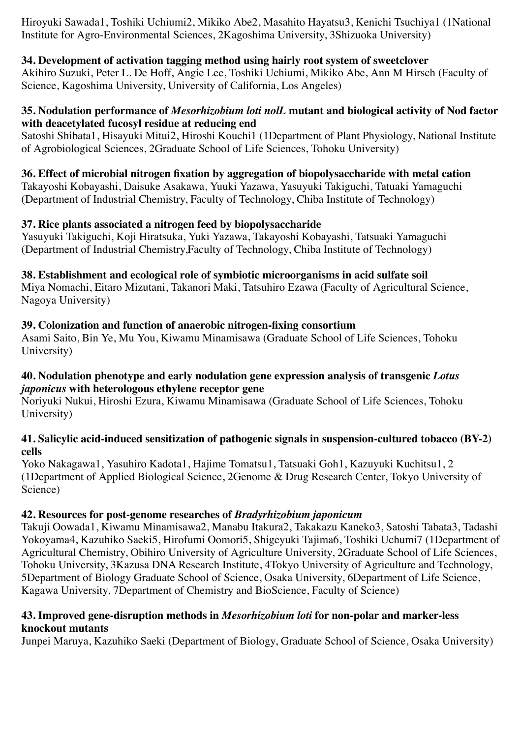Hiroyuki Sawada1, Toshiki Uchiumi2, Mikiko Abe2, Masahito Hayatsu3, Kenichi Tsuchiya1 (1National Institute for Agro-Environmental Sciences, 2Kagoshima University, 3Shizuoka University)

**34. Development of activation tagging method using hairly root system of sweetclover**
Akihiro Suzuki, Peter L. De Hoff, Angie Lee, Toshiki Uchiumi, Mikiko Abe, Ann M Hirsch (Faculty of Science, Kagoshima University, University of California, Los Angeles)

**35. Nodulation performance of *Mesorhizobium loti nolL* mutant and biological activity of Nod factor with deacetylated fucosyl residue at reducing end**
Satoshi Shibata1, Hisayuki Mitui2, Hiroshi Kouchi1 (1Department of Plant Physiology, National Institute of Agrobiological Sciences, 2Graduate School of Life Sciences, Tohoku University)

**36. Effect of microbial nitrogen fixation by aggregation of biopolysaccharide with metal cation**
Takayoshi Kobayashi, Daisuke Asakawa, Yuuki Yazawa, Yasuyuki Takiguchi, Tatuaki Yamaguchi (Department of Industrial Chemistry, Faculty of Technology, Chiba Institute of Technology)

**37. Rice plants associated a nitrogen feed by biopolysaccharide**
Yasuyuki Takiguchi, Koji Hiratsuka, Yuki Yazawa, Takayoshi Kobayashi, Tatsuaki Yamaguchi (Department of Industrial Chemistry,Faculty of Technology, Chiba Institute of Technology)

**38. Establishment and ecological role of symbiotic microorganisms in acid sulfate soil**
Miya Nomachi, Eitaro Mizutani, Takanori Maki, Tatsuhiro Ezawa (Faculty of Agricultural Science, Nagoya University)

**39. Colonization and function of anaerobic nitrogen-fixing consortium**
Asami Saito, Bin Ye, Mu You, Kiwamu Minamisawa (Graduate School of Life Sciences, Tohoku University)

**40. Nodulation phenotype and early nodulation gene expression analysis of transgenic *Lotus japonicus* with heterologous ethylene receptor gene**
Noriyuki Nukui, Hiroshi Ezura, Kiwamu Minamisawa (Graduate School of Life Sciences, Tohoku University)

**41. Salicylic acid-induced sensitization of pathogenic signals in suspension-cultured tobacco (BY-2) cells**
Yoko Nakagawa1, Yasuhiro Kadota1, Hajime Tomatsu1, Tatsuaki Goh1, Kazuyuki Kuchitsu1, 2 (1Department of Applied Biological Science, 2Genome & Drug Research Center, Tokyo University of Science)

**42. Resources for post-genome researches of *Bradyrhizobium japonicum***
Takuji Oowada1, Kiwamu Minamisawa2, Manabu Itakura2, Takakazu Kaneko3, Satoshi Tabata3, Tadashi Yokoyama4, Kazuhiko Saeki5, Hirofumi Oomori5, Shigeyuki Tajima6, Toshiki Uchumi7 (1Department of Agricultural Chemistry, Obihiro University of Agriculture University, 2Graduate School of Life Sciences, Tohoku University, 3Kazusa DNA Research Institute, 4Tokyo University of Agriculture and Technology, 5Department of Biology Graduate School of Science, Osaka University, 6Department of Life Science, Kagawa University, 7Department of Chemistry and BioScience, Faculty of Science)

**43. Improved gene-disruption methods in *Mesorhizobium loti* for non-polar and marker-less knockout mutants**
Junpei Maruya, Kazuhiko Saeki (Department of Biology, Graduate School of Science, Osaka University)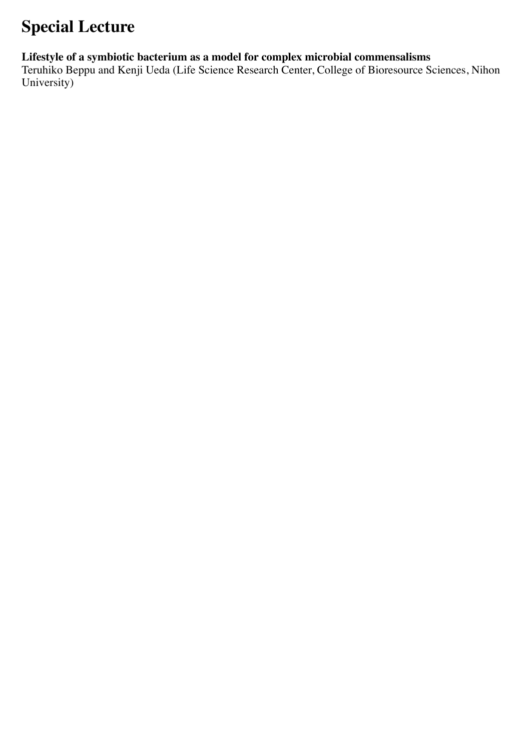# Special Lecture

**Lifestyle of a symbiotic bacterium as a model for complex microbial commensalisms**
Teruhiko Beppu and Kenji Ueda (Life Science Research Center, College of Bioresource Sciences, Nihon University)